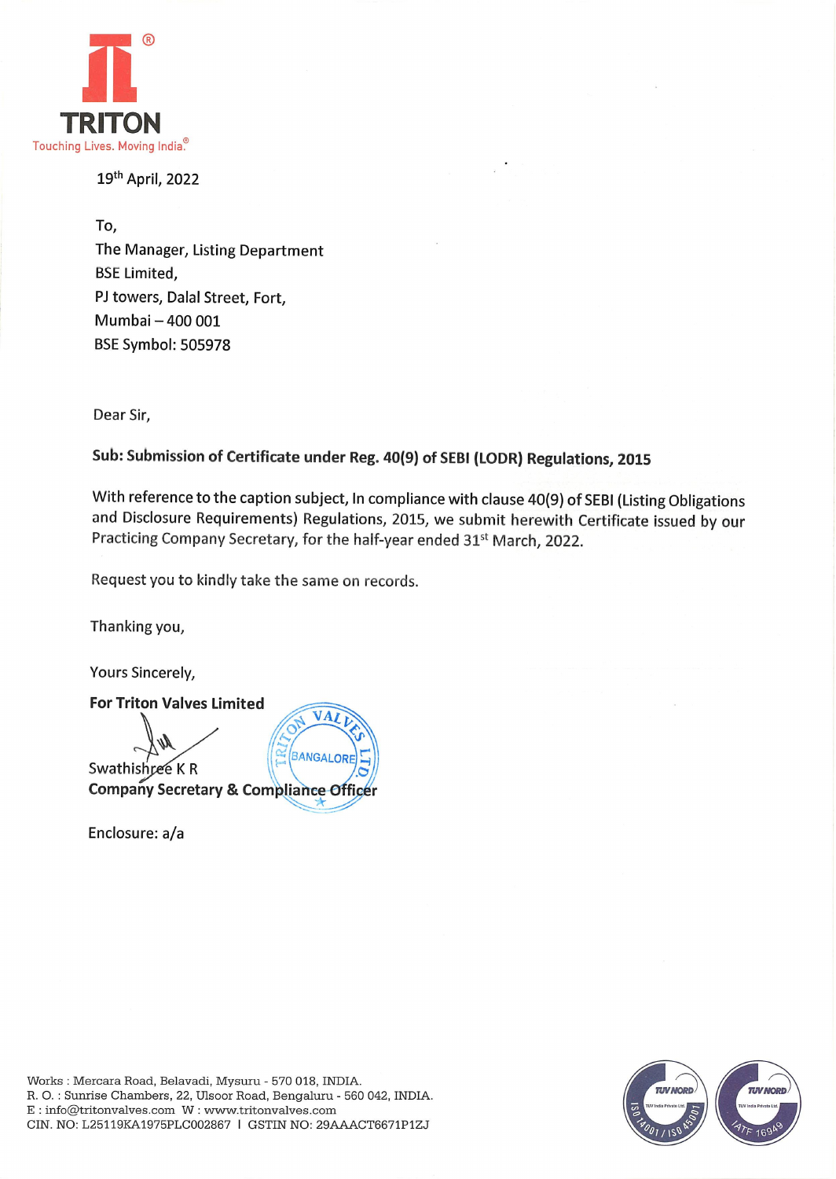**TRITON**

Touching Lives. Moving India.®

19th April, 2022

To,
The Manager, Listing Department
BSE Limited,
PJ towers, Dalal Street, Fort,
Mumbai – 400 001
BSE Symbol: 505978

Dear Sir,

**Sub: Submission of Certificate under Reg. 40(9) of SEBI (LODR) Regulations, 2015**

With reference to the caption subject, In compliance with clause 40(9) of SEBI (Listing Obligations and Disclosure Requirements) Regulations, 2015, we submit herewith Certificate issued by our Practicing Company Secretary, for the half-year ended 31st March, 2022.

Request you to kindly take the same on records.

Thanking you,

Yours Sincerely,

**For Triton Valves Limited**

Swathishree K R
**Company Secretary & Compliance Officer**

Enclosure: a/a

Works : Mercara Road, Belavadi, Mysuru - 570 018, INDIA.
R. O. : Sunrise Chambers, 22, Ulsoor Road, Bengaluru - 560 042, INDIA.
E : info@tritonvalves.com W : www.tritonvalves.com
CIN. NO: L25119KA1975PLC002867 I GSTIN NO: 29AAACT6671P1ZJ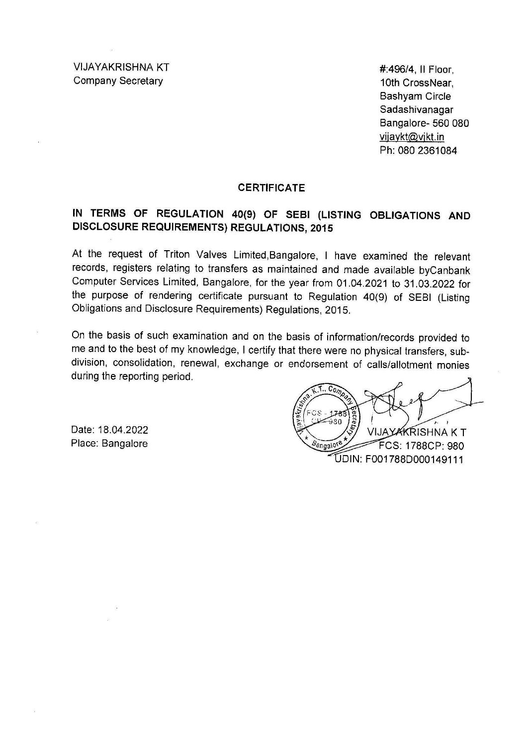VIJAYAKRISHNA KT
Company Secretary

#:496/4, II Floor,
10th CrossNear,
Bashyam Circle
Sadashivanagar
Bangalore- 560 080
vijaykt@vjkt.in
Ph: 080 2361084

## CERTIFICATE

### IN TERMS OF REGULATION 40(9) OF SEBI (LISTING OBLIGATIONS AND DISCLOSURE REQUIREMENTS) REGULATIONS, 2015

At the request of Triton Valves Limited,Bangalore, I have examined the relevant records, registers relating to transfers as maintained and made available byCanbank Computer Services Limited, Bangalore, for the year from 01.04.2021 to 31.03.2022 for the purpose of rendering certificate pursuant to Regulation 40(9) of SEBI (Listing Obligations and Disclosure Requirements) Regulations, 2015.

On the basis of such examination and on the basis of information/records provided to me and to the best of my knowledge, I certify that there were no physical transfers, sub-division, consolidation, renewal, exchange or endorsement of calls/allotment monies during the reporting period.

Date: 18.04.2022
Place: Bangalore

VIJAYAKRISHNA K T
FCS: 1788CP: 980
UDIN: F001788D000149111